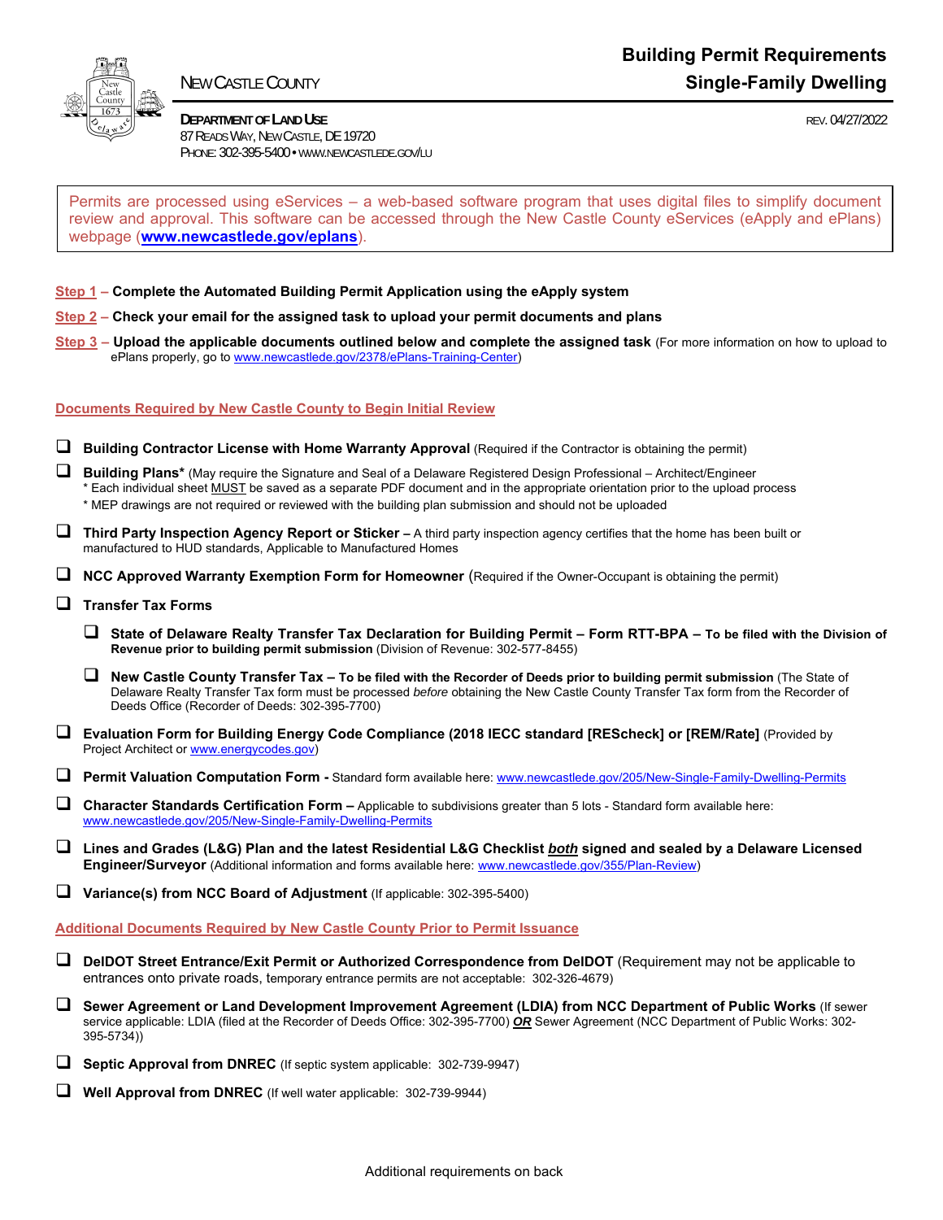NEW CASTLE COUNTY

# Building Permit Requirements
# Single-Family Dwelling

**DEPARTMENT OF LAND USE**
87 READS WAY, NEW CASTLE, DE 19720
PHONE: 302-395-5400 • WWW.NEWCASTLEDE.GOV/LU

REV. 04/27/2022

Permits are processed using eServices – a web-based software program that uses digital files to simplify document review and approval. This software can be accessed through the New Castle County eServices (eApply and ePlans) webpage (**www.newcastlede.gov/eplans**).

Step 1 – **Complete the Automated Building Permit Application using the eApply system**

Step 2 – **Check your email for the assigned task to upload your permit documents and plans**

Step 3 – **Upload the applicable documents outlined below and complete the assigned task** (For more information on how to upload to ePlans properly, go to www.newcastlede.gov/2378/ePlans-Training-Center)

## Documents Required by New Castle County to Begin Initial Review

- ❑ **Building Contractor License with Home Warranty Approval** (Required if the Contractor is obtaining the permit)
- ❑ **Building Plans*** (May require the Signature and Seal of a Delaware Registered Design Professional – Architect/Engineer
  - * Each individual sheet MUST be saved as a separate PDF document and in the appropriate orientation prior to the upload process
  - * MEP drawings are not required or reviewed with the building plan submission and should not be uploaded
- ❑ **Third Party Inspection Agency Report or Sticker –** A third party inspection agency certifies that the home has been built or manufactured to HUD standards, Applicable to Manufactured Homes
- ❑ **NCC Approved Warranty Exemption Form for Homeowner** (Required if the Owner-Occupant is obtaining the permit)
- ❑ **Transfer Tax Forms**
  - ❑ **State of Delaware Realty Transfer Tax Declaration for Building Permit – Form RTT-BPA – To be filed with the Division of Revenue prior to building permit submission** (Division of Revenue: 302-577-8455)
  - ❑ **New Castle County Transfer Tax – To be filed with the Recorder of Deeds prior to building permit submission** (The State of Delaware Realty Transfer Tax form must be processed *before* obtaining the New Castle County Transfer Tax form from the Recorder of Deeds Office (Recorder of Deeds: 302-395-7700)
- ❑ **Evaluation Form for Building Energy Code Compliance (2018 IECC standard [REScheck] or [REM/Rate]** (Provided by Project Architect or www.energycodes.gov)
- ❑ **Permit Valuation Computation Form -** Standard form available here: www.newcastlede.gov/205/New-Single-Family-Dwelling-Permits
- ❑ **Character Standards Certification Form –** Applicable to subdivisions greater than 5 lots - Standard form available here: www.newcastlede.gov/205/New-Single-Family-Dwelling-Permits
- ❑ **Lines and Grades (L&G) Plan and the latest Residential L&G Checklist *both* signed and sealed by a Delaware Licensed Engineer/Surveyor** (Additional information and forms available here: www.newcastlede.gov/355/Plan-Review)
- ❑ **Variance(s) from NCC Board of Adjustment** (If applicable: 302-395-5400)

## Additional Documents Required by New Castle County Prior to Permit Issuance

- ❑ **DelDOT Street Entrance/Exit Permit or Authorized Correspondence from DelDOT** (Requirement may not be applicable to entrances onto private roads, temporary entrance permits are not acceptable: 302-326-4679)
- ❑ **Sewer Agreement or Land Development Improvement Agreement (LDIA) from NCC Department of Public Works** (If sewer service applicable: LDIA (filed at the Recorder of Deeds Office: 302-395-7700) ***OR*** Sewer Agreement (NCC Department of Public Works: 302-395-5734))
- ❑ **Septic Approval from DNREC** (If septic system applicable: 302-739-9947)
- ❑ **Well Approval from DNREC** (If well water applicable: 302-739-9944)

Additional requirements on back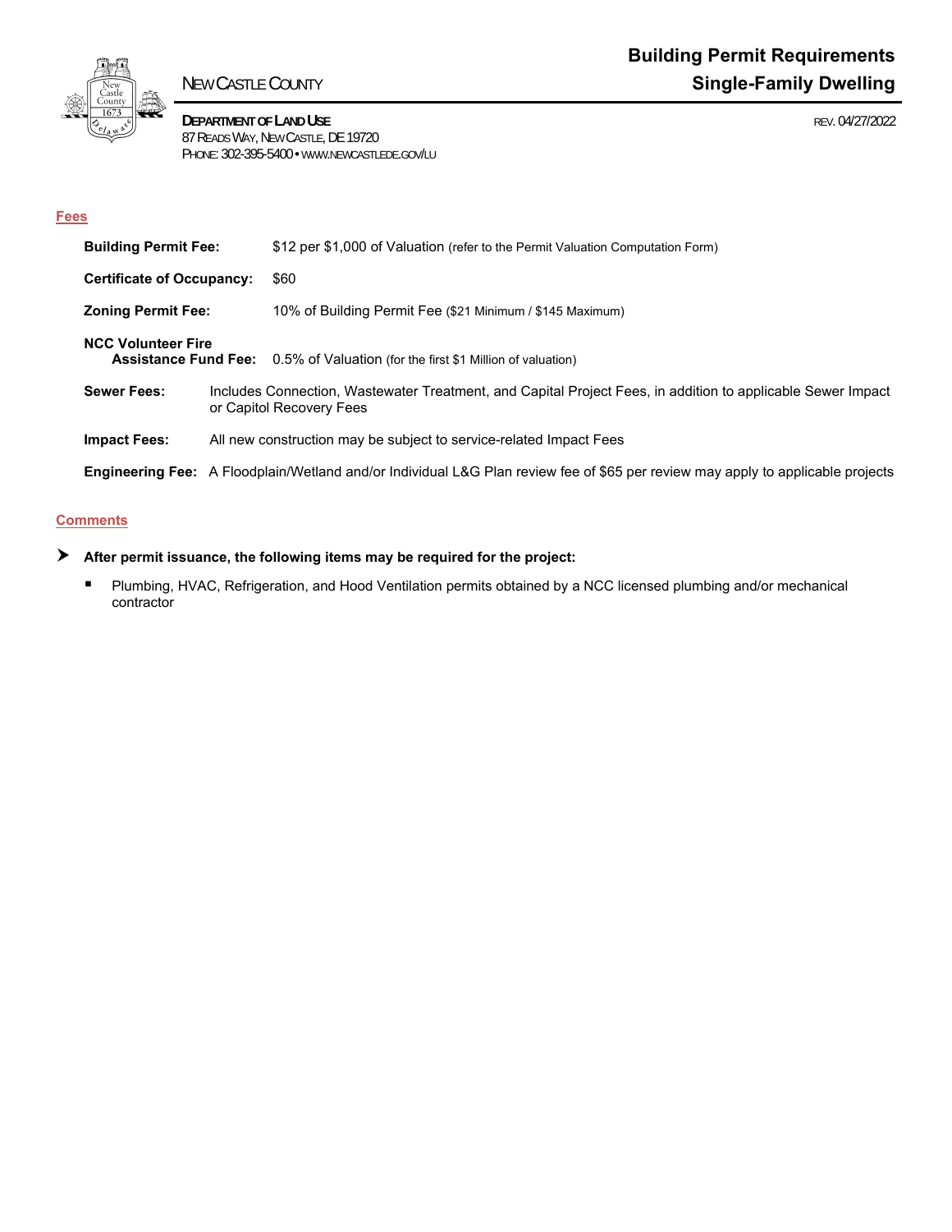## Fees

**Building Permit Fee:** $12 per $1,000 of Valuation (refer to the Permit Valuation Computation Form)

**Certificate of Occupancy:** $60

**Zoning Permit Fee:** 10% of Building Permit Fee ($21 Minimum / $145 Maximum)

**NCC Volunteer Fire Assistance Fund Fee:** 0.5% of Valuation (for the first $1 Million of valuation)

**Sewer Fees:** Includes Connection, Wastewater Treatment, and Capital Project Fees, in addition to applicable Sewer Impact or Capitol Recovery Fees

**Impact Fees:** All new construction may be subject to service-related Impact Fees

**Engineering Fee:** A Floodplain/Wetland and/or Individual L&G Plan review fee of $65 per review may apply to applicable projects

## Comments

- **After permit issuance, the following items may be required for the project:**
  - Plumbing, HVAC, Refrigeration, and Hood Ventilation permits obtained by a NCC licensed plumbing and/or mechanical contractor